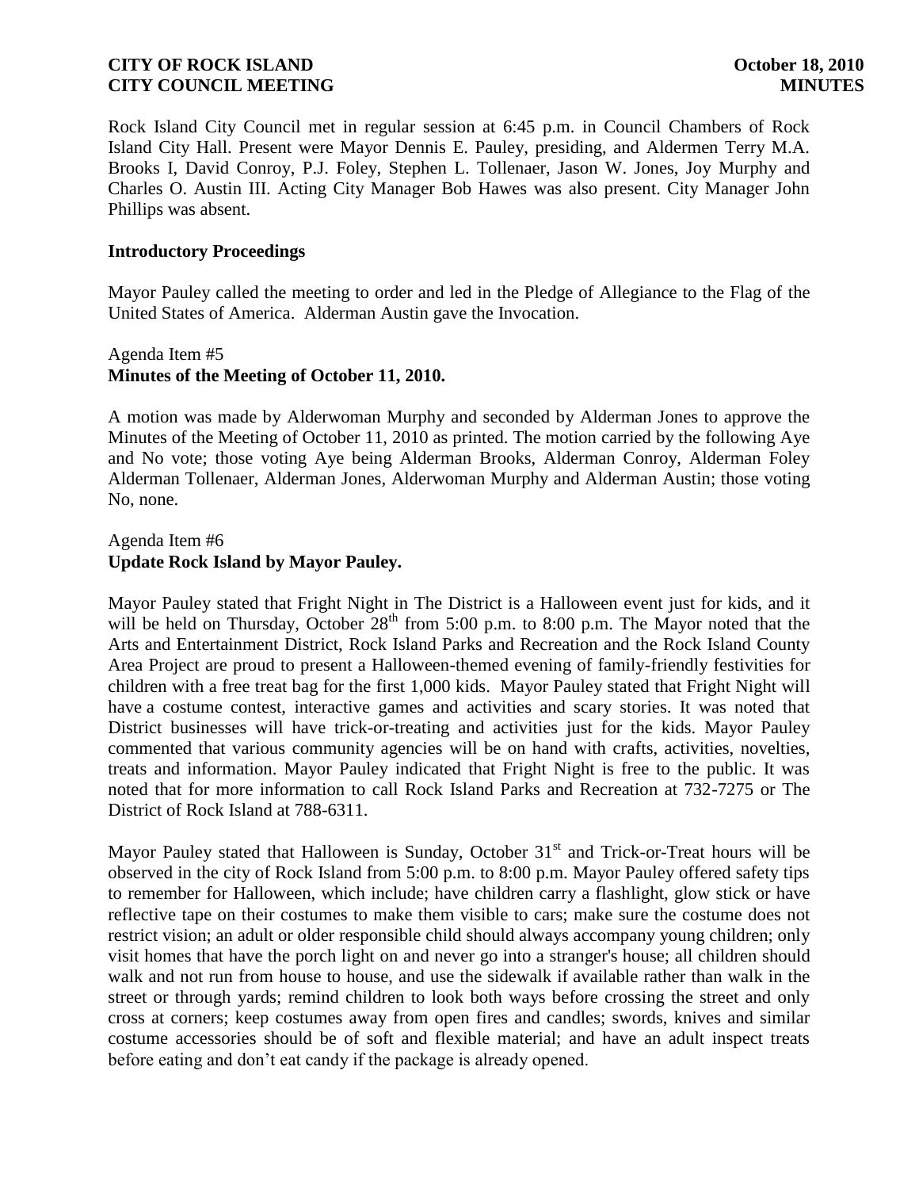Rock Island City Council met in regular session at 6:45 p.m. in Council Chambers of Rock Island City Hall. Present were Mayor Dennis E. Pauley, presiding, and Aldermen Terry M.A. Brooks I, David Conroy, P.J. Foley, Stephen L. Tollenaer, Jason W. Jones, Joy Murphy and Charles O. Austin III. Acting City Manager Bob Hawes was also present. City Manager John Phillips was absent.

### Introductory Proceedings

Mayor Pauley called the meeting to order and led in the Pledge of Allegiance to the Flag of the United States of America. Alderman Austin gave the Invocation.

Agenda Item #5
**Minutes of the Meeting of October 11, 2010.**

A motion was made by Alderwoman Murphy and seconded by Alderman Jones to approve the Minutes of the Meeting of October 11, 2010 as printed. The motion carried by the following Aye and No vote; those voting Aye being Alderman Brooks, Alderman Conroy, Alderman Foley Alderman Tollenaer, Alderman Jones, Alderwoman Murphy and Alderman Austin; those voting No, none.

Agenda Item #6
**Update Rock Island by Mayor Pauley.**

Mayor Pauley stated that Fright Night in The District is a Halloween event just for kids, and it will be held on Thursday, October 28th from 5:00 p.m. to 8:00 p.m. The Mayor noted that the Arts and Entertainment District, Rock Island Parks and Recreation and the Rock Island County Area Project are proud to present a Halloween-themed evening of family-friendly festivities for children with a free treat bag for the first 1,000 kids. Mayor Pauley stated that Fright Night will have a costume contest, interactive games and activities and scary stories. It was noted that District businesses will have trick-or-treating and activities just for the kids. Mayor Pauley commented that various community agencies will be on hand with crafts, activities, novelties, treats and information. Mayor Pauley indicated that Fright Night is free to the public. It was noted that for more information to call Rock Island Parks and Recreation at 732-7275 or The District of Rock Island at 788-6311.

Mayor Pauley stated that Halloween is Sunday, October 31st and Trick-or-Treat hours will be observed in the city of Rock Island from 5:00 p.m. to 8:00 p.m. Mayor Pauley offered safety tips to remember for Halloween, which include; have children carry a flashlight, glow stick or have reflective tape on their costumes to make them visible to cars; make sure the costume does not restrict vision; an adult or older responsible child should always accompany young children; only visit homes that have the porch light on and never go into a stranger's house; all children should walk and not run from house to house, and use the sidewalk if available rather than walk in the street or through yards; remind children to look both ways before crossing the street and only cross at corners; keep costumes away from open fires and candles; swords, knives and similar costume accessories should be of soft and flexible material; and have an adult inspect treats before eating and don't eat candy if the package is already opened.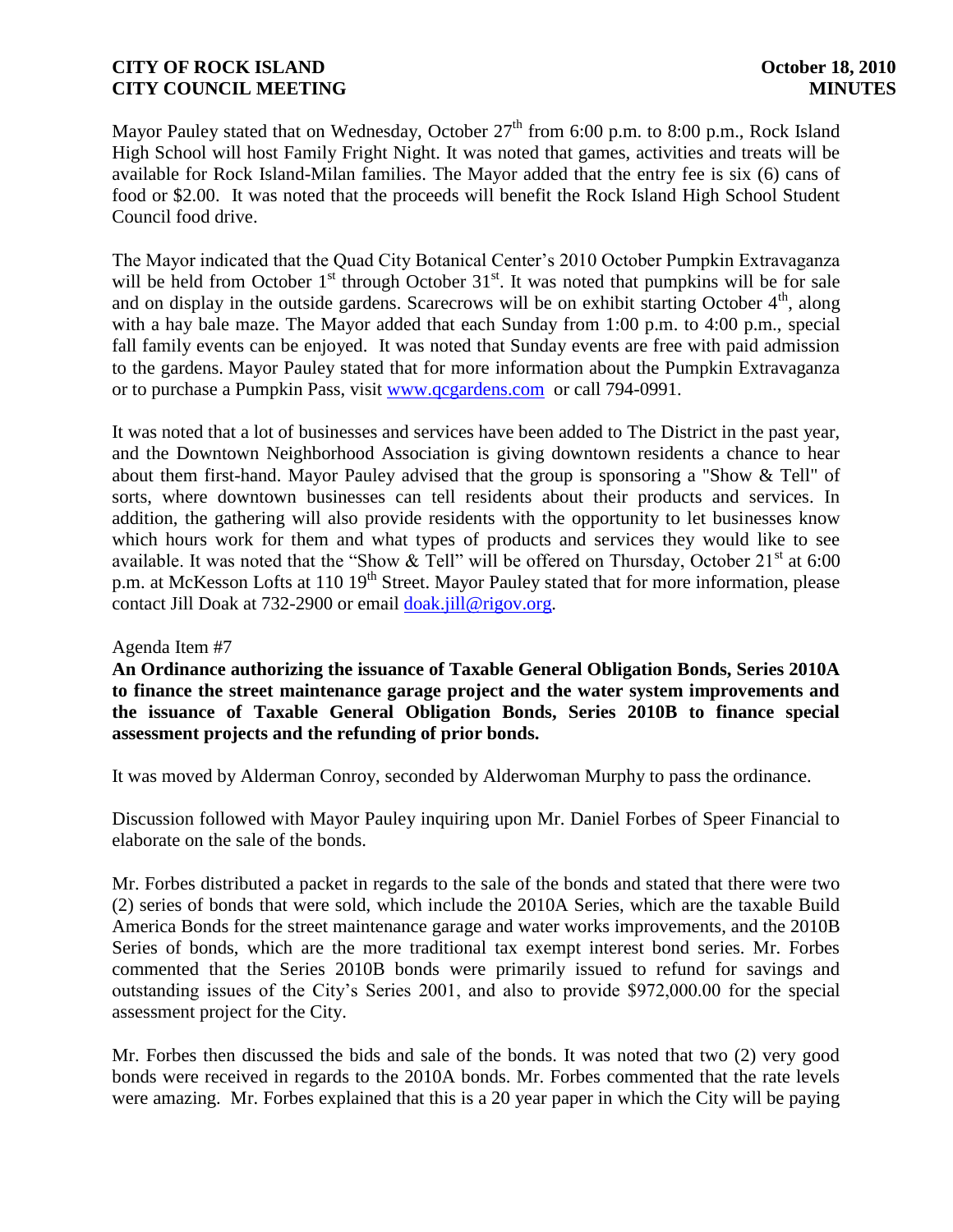Mayor Pauley stated that on Wednesday, October 27th from 6:00 p.m. to 8:00 p.m., Rock Island High School will host Family Fright Night. It was noted that games, activities and treats will be available for Rock Island-Milan families. The Mayor added that the entry fee is six (6) cans of food or $2.00. It was noted that the proceeds will benefit the Rock Island High School Student Council food drive.

The Mayor indicated that the Quad City Botanical Center's 2010 October Pumpkin Extravaganza will be held from October 1st through October 31st. It was noted that pumpkins will be for sale and on display in the outside gardens. Scarecrows will be on exhibit starting October 4th, along with a hay bale maze. The Mayor added that each Sunday from 1:00 p.m. to 4:00 p.m., special fall family events can be enjoyed. It was noted that Sunday events are free with paid admission to the gardens. Mayor Pauley stated that for more information about the Pumpkin Extravaganza or to purchase a Pumpkin Pass, visit www.qcgardens.com or call 794-0991.

It was noted that a lot of businesses and services have been added to The District in the past year, and the Downtown Neighborhood Association is giving downtown residents a chance to hear about them first-hand. Mayor Pauley advised that the group is sponsoring a "Show & Tell" of sorts, where downtown businesses can tell residents about their products and services. In addition, the gathering will also provide residents with the opportunity to let businesses know which hours work for them and what types of products and services they would like to see available. It was noted that the "Show & Tell" will be offered on Thursday, October 21st at 6:00 p.m. at McKesson Lofts at 110 19th Street. Mayor Pauley stated that for more information, please contact Jill Doak at 732-2900 or email doak.jill@rigov.org.

Agenda Item #7

**An Ordinance authorizing the issuance of Taxable General Obligation Bonds, Series 2010A to finance the street maintenance garage project and the water system improvements and the issuance of Taxable General Obligation Bonds, Series 2010B to finance special assessment projects and the refunding of prior bonds.**

It was moved by Alderman Conroy, seconded by Alderwoman Murphy to pass the ordinance.

Discussion followed with Mayor Pauley inquiring upon Mr. Daniel Forbes of Speer Financial to elaborate on the sale of the bonds.

Mr. Forbes distributed a packet in regards to the sale of the bonds and stated that there were two (2) series of bonds that were sold, which include the 2010A Series, which are the taxable Build America Bonds for the street maintenance garage and water works improvements, and the 2010B Series of bonds, which are the more traditional tax exempt interest bond series. Mr. Forbes commented that the Series 2010B bonds were primarily issued to refund for savings and outstanding issues of the City's Series 2001, and also to provide $972,000.00 for the special assessment project for the City.

Mr. Forbes then discussed the bids and sale of the bonds. It was noted that two (2) very good bonds were received in regards to the 2010A bonds. Mr. Forbes commented that the rate levels were amazing. Mr. Forbes explained that this is a 20 year paper in which the City will be paying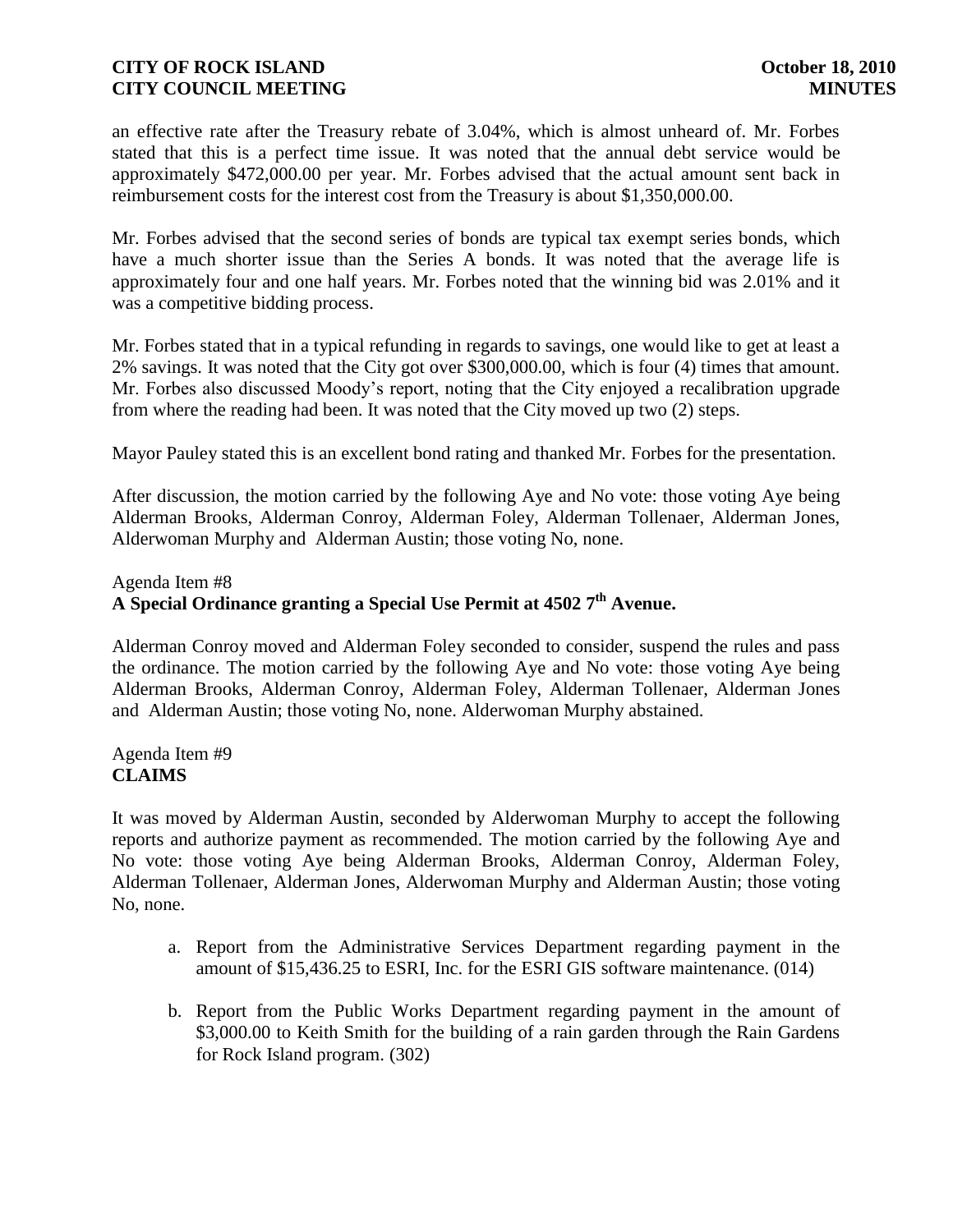an effective rate after the Treasury rebate of 3.04%, which is almost unheard of. Mr. Forbes stated that this is a perfect time issue. It was noted that the annual debt service would be approximately $472,000.00 per year. Mr. Forbes advised that the actual amount sent back in reimbursement costs for the interest cost from the Treasury is about $1,350,000.00.

Mr. Forbes advised that the second series of bonds are typical tax exempt series bonds, which have a much shorter issue than the Series A bonds. It was noted that the average life is approximately four and one half years. Mr. Forbes noted that the winning bid was 2.01% and it was a competitive bidding process.

Mr. Forbes stated that in a typical refunding in regards to savings, one would like to get at least a 2% savings. It was noted that the City got over $300,000.00, which is four (4) times that amount. Mr. Forbes also discussed Moody's report, noting that the City enjoyed a recalibration upgrade from where the reading had been. It was noted that the City moved up two (2) steps.

Mayor Pauley stated this is an excellent bond rating and thanked Mr. Forbes for the presentation.

After discussion, the motion carried by the following Aye and No vote: those voting Aye being Alderman Brooks, Alderman Conroy, Alderman Foley, Alderman Tollenaer, Alderman Jones, Alderwoman Murphy and Alderman Austin; those voting No, none.

Agenda Item #8
**A Special Ordinance granting a Special Use Permit at 4502 7th Avenue.**

Alderman Conroy moved and Alderman Foley seconded to consider, suspend the rules and pass the ordinance. The motion carried by the following Aye and No vote: those voting Aye being Alderman Brooks, Alderman Conroy, Alderman Foley, Alderman Tollenaer, Alderman Jones and Alderman Austin; those voting No, none. Alderwoman Murphy abstained.

Agenda Item #9
**CLAIMS**

It was moved by Alderman Austin, seconded by Alderwoman Murphy to accept the following reports and authorize payment as recommended. The motion carried by the following Aye and No vote: those voting Aye being Alderman Brooks, Alderman Conroy, Alderman Foley, Alderman Tollenaer, Alderman Jones, Alderwoman Murphy and Alderman Austin; those voting No, none.

a. Report from the Administrative Services Department regarding payment in the amount of $15,436.25 to ESRI, Inc. for the ESRI GIS software maintenance. (014)

b. Report from the Public Works Department regarding payment in the amount of $3,000.00 to Keith Smith for the building of a rain garden through the Rain Gardens for Rock Island program. (302)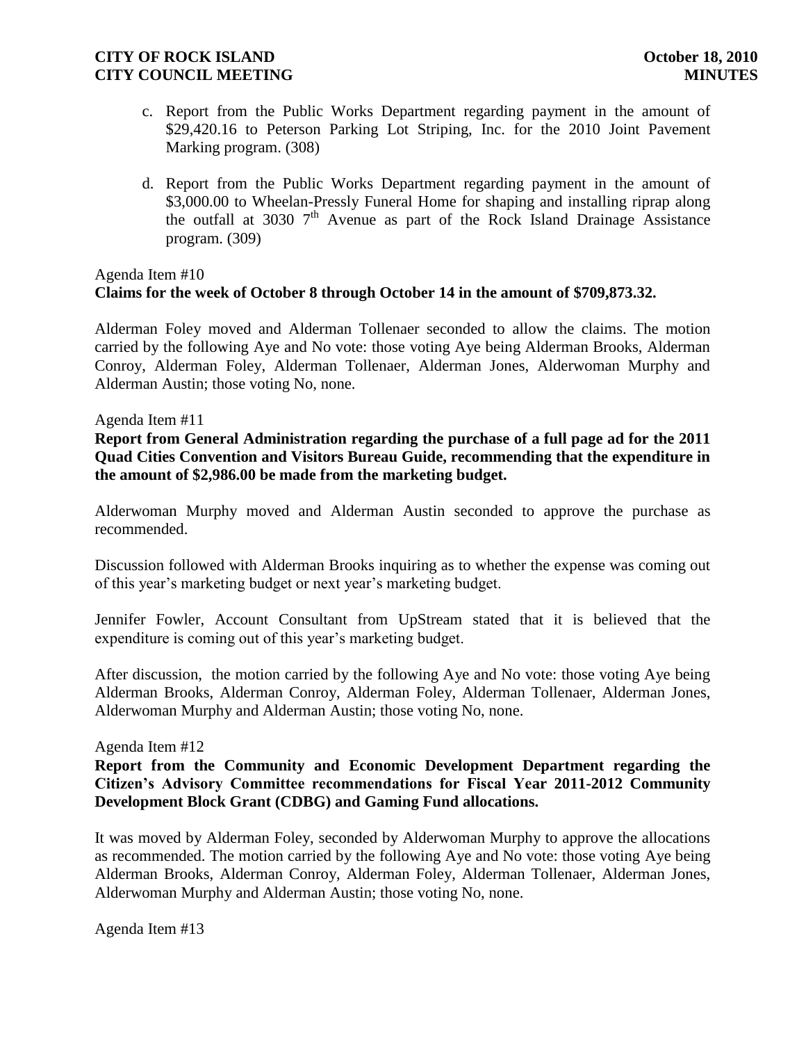c. Report from the Public Works Department regarding payment in the amount of \$29,420.16 to Peterson Parking Lot Striping, Inc. for the 2010 Joint Pavement Marking program. (308)

d. Report from the Public Works Department regarding payment in the amount of \$3,000.00 to Wheelan-Pressly Funeral Home for shaping and installing riprap along the outfall at 3030 7th Avenue as part of the Rock Island Drainage Assistance program. (309)

Agenda Item #10
**Claims for the week of October 8 through October 14 in the amount of \$709,873.32.**

Alderman Foley moved and Alderman Tollenaer seconded to allow the claims. The motion carried by the following Aye and No vote: those voting Aye being Alderman Brooks, Alderman Conroy, Alderman Foley, Alderman Tollenaer, Alderman Jones, Alderwoman Murphy and Alderman Austin; those voting No, none.

Agenda Item #11
**Report from General Administration regarding the purchase of a full page ad for the 2011 Quad Cities Convention and Visitors Bureau Guide, recommending that the expenditure in the amount of \$2,986.00 be made from the marketing budget.**

Alderwoman Murphy moved and Alderman Austin seconded to approve the purchase as recommended.

Discussion followed with Alderman Brooks inquiring as to whether the expense was coming out of this year's marketing budget or next year's marketing budget.

Jennifer Fowler, Account Consultant from UpStream stated that it is believed that the expenditure is coming out of this year's marketing budget.

After discussion, the motion carried by the following Aye and No vote: those voting Aye being Alderman Brooks, Alderman Conroy, Alderman Foley, Alderman Tollenaer, Alderman Jones, Alderwoman Murphy and Alderman Austin; those voting No, none.

Agenda Item #12
**Report from the Community and Economic Development Department regarding the Citizen's Advisory Committee recommendations for Fiscal Year 2011-2012 Community Development Block Grant (CDBG) and Gaming Fund allocations.**

It was moved by Alderman Foley, seconded by Alderwoman Murphy to approve the allocations as recommended. The motion carried by the following Aye and No vote: those voting Aye being Alderman Brooks, Alderman Conroy, Alderman Foley, Alderman Tollenaer, Alderman Jones, Alderwoman Murphy and Alderman Austin; those voting No, none.

Agenda Item #13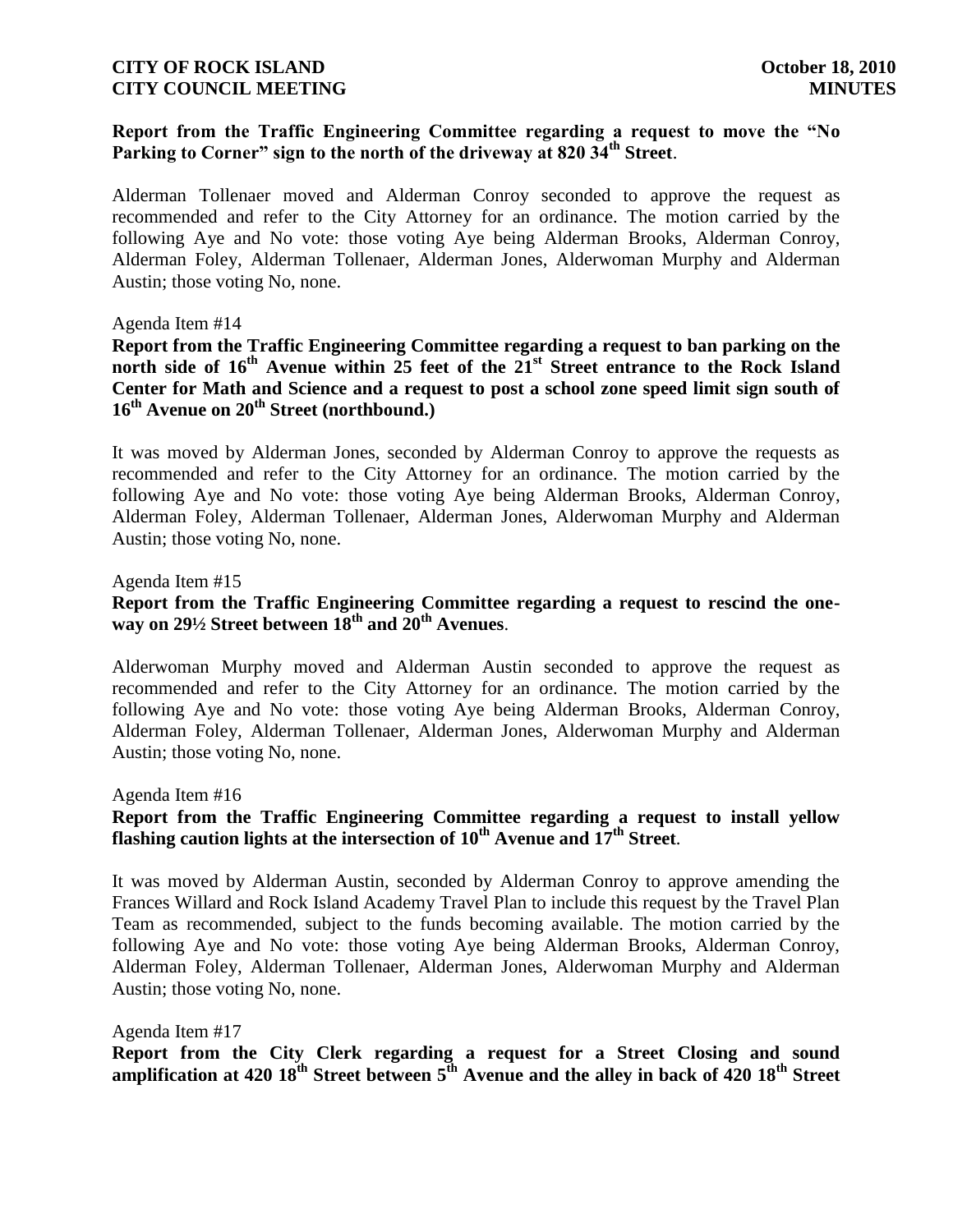**Report from the Traffic Engineering Committee regarding a request to move the "No Parking to Corner" sign to the north of the driveway at 820 34th Street**.

Alderman Tollenaer moved and Alderman Conroy seconded to approve the request as recommended and refer to the City Attorney for an ordinance. The motion carried by the following Aye and No vote: those voting Aye being Alderman Brooks, Alderman Conroy, Alderman Foley, Alderman Tollenaer, Alderman Jones, Alderwoman Murphy and Alderman Austin; those voting No, none.

Agenda Item #14

**Report from the Traffic Engineering Committee regarding a request to ban parking on the north side of 16th Avenue within 25 feet of the 21st Street entrance to the Rock Island Center for Math and Science and a request to post a school zone speed limit sign south of 16th Avenue on 20th Street (northbound.)**

It was moved by Alderman Jones, seconded by Alderman Conroy to approve the requests as recommended and refer to the City Attorney for an ordinance. The motion carried by the following Aye and No vote: those voting Aye being Alderman Brooks, Alderman Conroy, Alderman Foley, Alderman Tollenaer, Alderman Jones, Alderwoman Murphy and Alderman Austin; those voting No, none.

Agenda Item #15

**Report from the Traffic Engineering Committee regarding a request to rescind the one-way on 29½ Street between 18th and 20th Avenues**.

Alderwoman Murphy moved and Alderman Austin seconded to approve the request as recommended and refer to the City Attorney for an ordinance. The motion carried by the following Aye and No vote: those voting Aye being Alderman Brooks, Alderman Conroy, Alderman Foley, Alderman Tollenaer, Alderman Jones, Alderwoman Murphy and Alderman Austin; those voting No, none.

Agenda Item #16

**Report from the Traffic Engineering Committee regarding a request to install yellow flashing caution lights at the intersection of 10th Avenue and 17th Street**.

It was moved by Alderman Austin, seconded by Alderman Conroy to approve amending the Frances Willard and Rock Island Academy Travel Plan to include this request by the Travel Plan Team as recommended, subject to the funds becoming available. The motion carried by the following Aye and No vote: those voting Aye being Alderman Brooks, Alderman Conroy, Alderman Foley, Alderman Tollenaer, Alderman Jones, Alderwoman Murphy and Alderman Austin; those voting No, none.

Agenda Item #17

**Report from the City Clerk regarding a request for a Street Closing and sound amplification at 420 18th Street between 5th Avenue and the alley in back of 420 18th Street**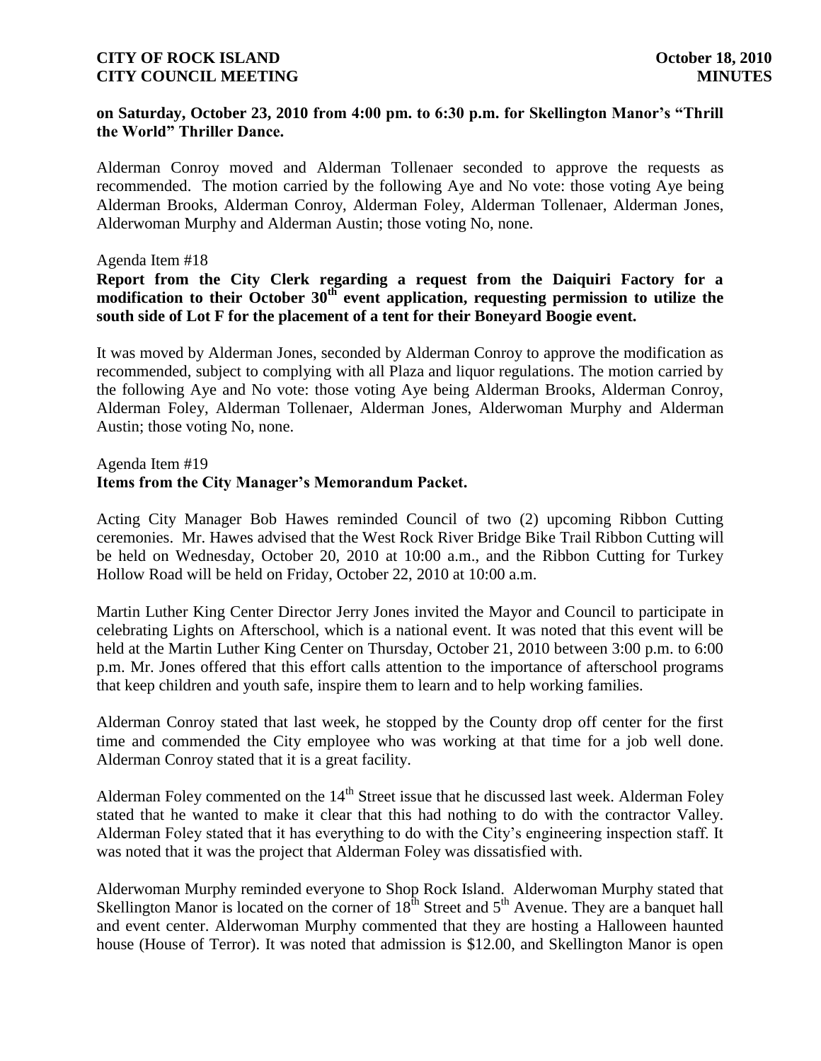**on Saturday, October 23, 2010 from 4:00 pm. to 6:30 p.m. for Skellington Manor's "Thrill the World" Thriller Dance.**

Alderman Conroy moved and Alderman Tollenaer seconded to approve the requests as recommended. The motion carried by the following Aye and No vote: those voting Aye being Alderman Brooks, Alderman Conroy, Alderman Foley, Alderman Tollenaer, Alderman Jones, Alderwoman Murphy and Alderman Austin; those voting No, none.

Agenda Item #18

**Report from the City Clerk regarding a request from the Daiquiri Factory for a modification to their October 30th event application, requesting permission to utilize the south side of Lot F for the placement of a tent for their Boneyard Boogie event.**

It was moved by Alderman Jones, seconded by Alderman Conroy to approve the modification as recommended, subject to complying with all Plaza and liquor regulations. The motion carried by the following Aye and No vote: those voting Aye being Alderman Brooks, Alderman Conroy, Alderman Foley, Alderman Tollenaer, Alderman Jones, Alderwoman Murphy and Alderman Austin; those voting No, none.

Agenda Item #19

**Items from the City Manager's Memorandum Packet.**

Acting City Manager Bob Hawes reminded Council of two (2) upcoming Ribbon Cutting ceremonies. Mr. Hawes advised that the West Rock River Bridge Bike Trail Ribbon Cutting will be held on Wednesday, October 20, 2010 at 10:00 a.m., and the Ribbon Cutting for Turkey Hollow Road will be held on Friday, October 22, 2010 at 10:00 a.m.

Martin Luther King Center Director Jerry Jones invited the Mayor and Council to participate in celebrating Lights on Afterschool, which is a national event. It was noted that this event will be held at the Martin Luther King Center on Thursday, October 21, 2010 between 3:00 p.m. to 6:00 p.m. Mr. Jones offered that this effort calls attention to the importance of afterschool programs that keep children and youth safe, inspire them to learn and to help working families.

Alderman Conroy stated that last week, he stopped by the County drop off center for the first time and commended the City employee who was working at that time for a job well done. Alderman Conroy stated that it is a great facility.

Alderman Foley commented on the 14th Street issue that he discussed last week. Alderman Foley stated that he wanted to make it clear that this had nothing to do with the contractor Valley. Alderman Foley stated that it has everything to do with the City's engineering inspection staff. It was noted that it was the project that Alderman Foley was dissatisfied with.

Alderwoman Murphy reminded everyone to Shop Rock Island. Alderwoman Murphy stated that Skellington Manor is located on the corner of 18th Street and 5th Avenue. They are a banquet hall and event center. Alderwoman Murphy commented that they are hosting a Halloween haunted house (House of Terror). It was noted that admission is $12.00, and Skellington Manor is open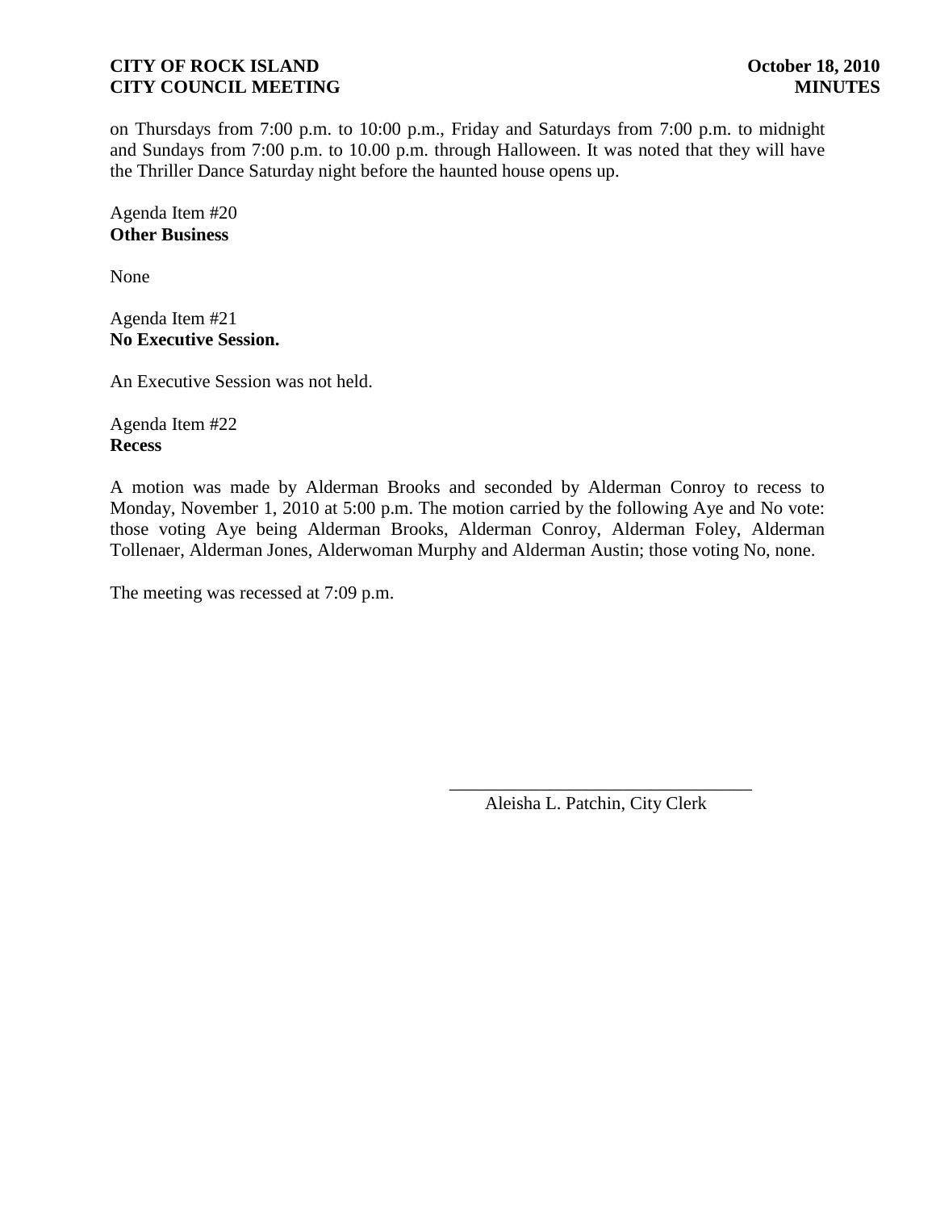on Thursdays from 7:00 p.m. to 10:00 p.m., Friday and Saturdays from 7:00 p.m. to midnight and Sundays from 7:00 p.m. to 10.00 p.m. through Halloween. It was noted that they will have the Thriller Dance Saturday night before the haunted house opens up.

Agenda Item #20
**Other Business**

None

Agenda Item #21
**No Executive Session.**

An Executive Session was not held.

Agenda Item #22
**Recess**

A motion was made by Alderman Brooks and seconded by Alderman Conroy to recess to Monday, November 1, 2010 at 5:00 p.m. The motion carried by the following Aye and No vote: those voting Aye being Alderman Brooks, Alderman Conroy, Alderman Foley, Alderman Tollenaer, Alderman Jones, Alderwoman Murphy and Alderman Austin; those voting No, none.

The meeting was recessed at 7:09 p.m.

\_\_\_\_\_\_\_\_\_\_\_\_\_\_\_\_\_\_\_\_\_\_\_\_\_\_\_\_\_\_\_\_\_\_

Aleisha L. Patchin, City Clerk